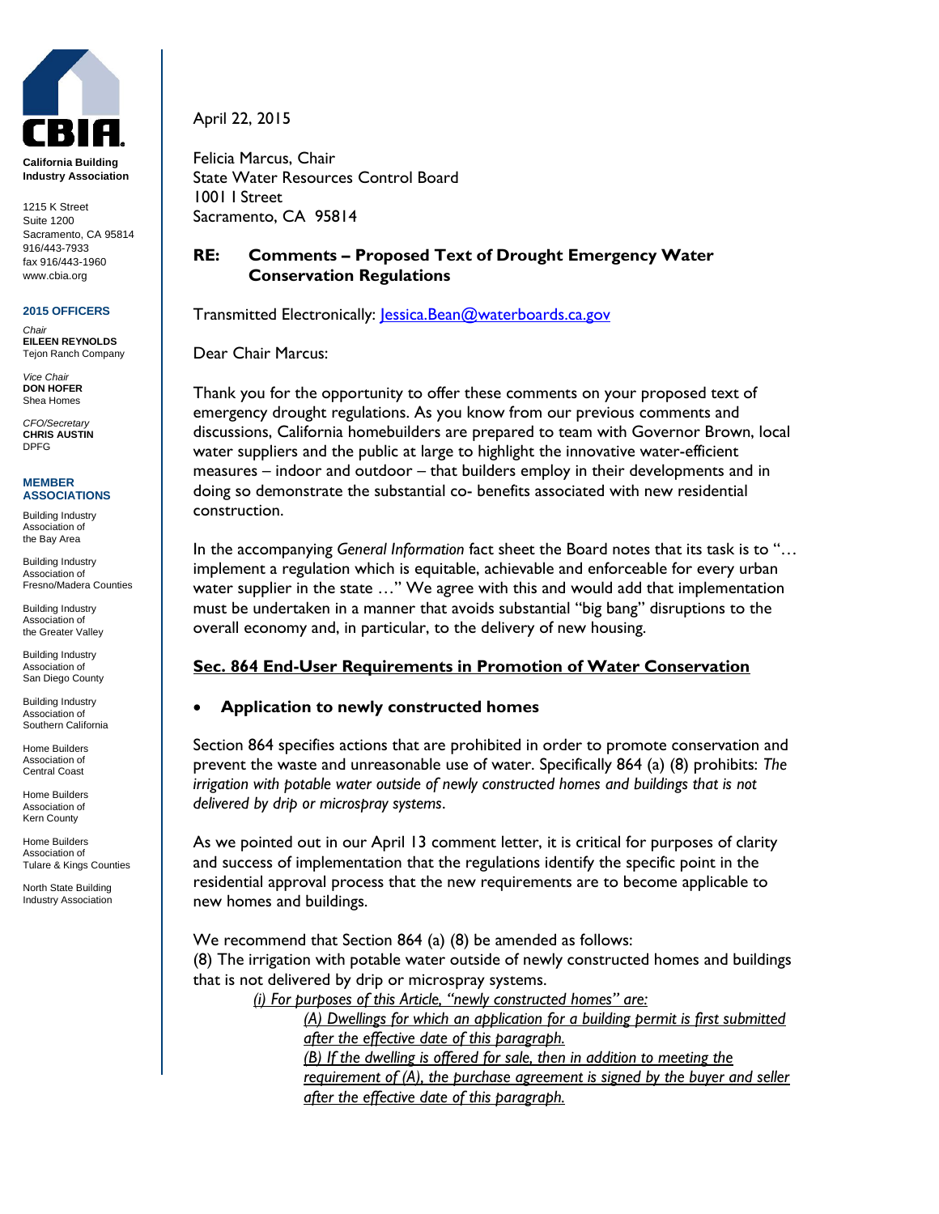**California Building Industry Association**

1215 K Street
Suite 1200
Sacramento, CA 95814
916/443-7933
fax 916/443-1960
www.cbia.org

**2015 OFFICERS**

*Chair*
**EILEEN REYNOLDS**
Tejon Ranch Company

*Vice Chair*
**DON HOFER**
Shea Homes

*CFO/Secretary*
**CHRIS AUSTIN**
DPFG

**MEMBER ASSOCIATIONS**

Building Industry Association of the Bay Area

Building Industry Association of Fresno/Madera Counties

Building Industry Association of the Greater Valley

Building Industry Association of San Diego County

Building Industry Association of Southern California

Home Builders Association of Central Coast

Home Builders Association of Kern County

Home Builders Association of Tulare & Kings Counties

North State Building Industry Association

April 22, 2015

Felicia Marcus, Chair
State Water Resources Control Board
1001 I Street
Sacramento, CA 95814

**RE: Comments – Proposed Text of Drought Emergency Water Conservation Regulations**

Transmitted Electronically: Jessica.Bean@waterboards.ca.gov

Dear Chair Marcus:

Thank you for the opportunity to offer these comments on your proposed text of emergency drought regulations. As you know from our previous comments and discussions, California homebuilders are prepared to team with Governor Brown, local water suppliers and the public at large to highlight the innovative water-efficient measures – indoor and outdoor – that builders employ in their developments and in doing so demonstrate the substantial co- benefits associated with new residential construction.

In the accompanying *General Information* fact sheet the Board notes that its task is to "… implement a regulation which is equitable, achievable and enforceable for every urban water supplier in the state …" We agree with this and would add that implementation must be undertaken in a manner that avoids substantial "big bang" disruptions to the overall economy and, in particular, to the delivery of new housing.

**Sec. 864 End-User Requirements in Promotion of Water Conservation**

- **Application to newly constructed homes**

Section 864 specifies actions that are prohibited in order to promote conservation and prevent the waste and unreasonable use of water. Specifically 864 (a) (8) prohibits: *The irrigation with potable water outside of newly constructed homes and buildings that is not delivered by drip or microspray systems*.

As we pointed out in our April 13 comment letter, it is critical for purposes of clarity and success of implementation that the regulations identify the specific point in the residential approval process that the new requirements are to become applicable to new homes and buildings.

We recommend that Section 864 (a) (8) be amended as follows:
(8) The irrigation with potable water outside of newly constructed homes and buildings that is not delivered by drip or microspray systems.

*(i) For purposes of this Article, "newly constructed homes" are:*

*(A) Dwellings for which an application for a building permit is first submitted after the effective date of this paragraph.*

*(B) If the dwelling is offered for sale, then in addition to meeting the requirement of (A), the purchase agreement is signed by the buyer and seller after the effective date of this paragraph.*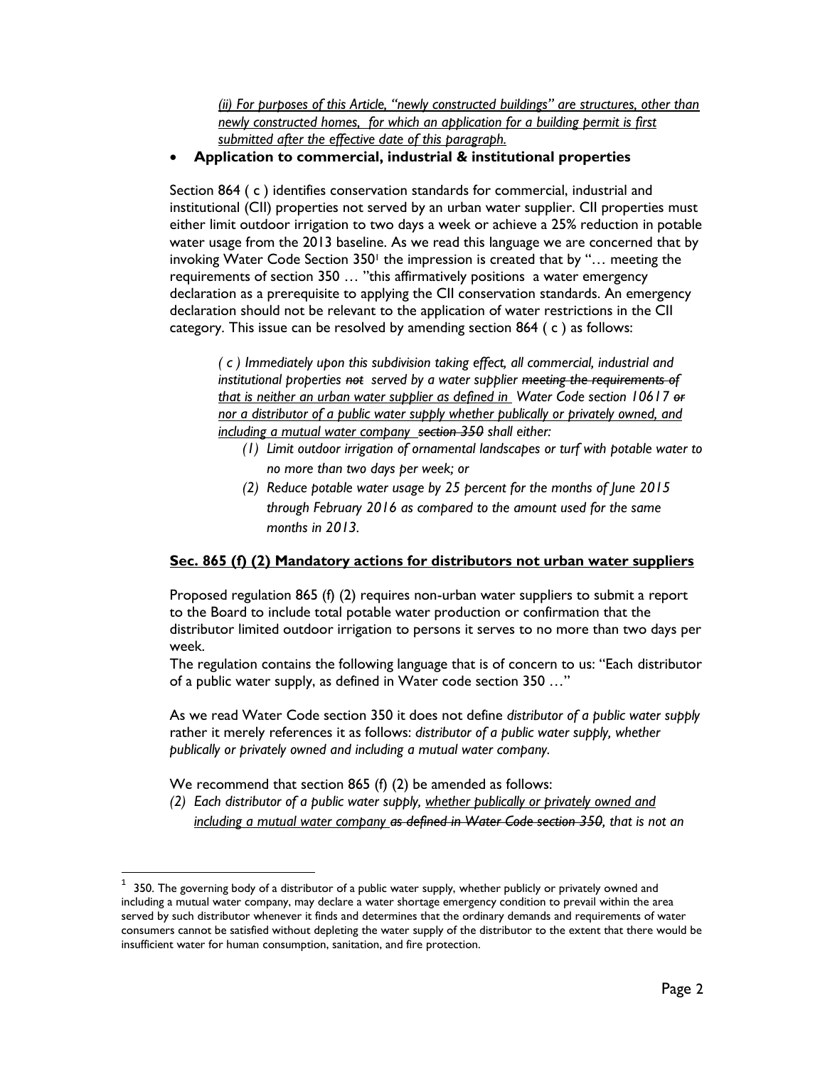*<u>(ii) For purposes of this Article, "newly constructed buildings" are structures, other than newly constructed homes, for which an application for a building permit is first submitted after the effective date of this paragraph.</u>*

- **Application to commercial, industrial & institutional properties**

Section 864 ( c ) identifies conservation standards for commercial, industrial and institutional (CII) properties not served by an urban water supplier. CII properties must either limit outdoor irrigation to two days a week or achieve a 25% reduction in potable water usage from the 2013 baseline. As we read this language we are concerned that by invoking Water Code Section 350[1] the impression is created that by "… meeting the requirements of section 350 … "this affirmatively positions a water emergency declaration as a prerequisite to applying the CII conservation standards. An emergency declaration should not be relevant to the application of water restrictions in the CII category. This issue can be resolved by amending section 864 ( c ) as follows:

*( c ) Immediately upon this subdivision taking effect, all commercial, industrial and institutional properties ~~not~~ served by a water supplier ~~meeting the requirements of~~ <u>that is neither an urban water supplier as defined in</u> Water Code section 10617 ~~or~~ <u>nor a distributor of a public water supply whether publically or privately owned, and including a mutual water company</u> ~~section 350~~ shall either:*

*(1) Limit outdoor irrigation of ornamental landscapes or turf with potable water to no more than two days per week; or*

*(2) Reduce potable water usage by 25 percent for the months of June 2015 through February 2016 as compared to the amount used for the same months in 2013.*

**<u>Sec. 865 (f) (2) Mandatory actions for distributors not urban water suppliers</u>**

Proposed regulation 865 (f) (2) requires non-urban water suppliers to submit a report to the Board to include total potable water production or confirmation that the distributor limited outdoor irrigation to persons it serves to no more than two days per week.

The regulation contains the following language that is of concern to us: "Each distributor of a public water supply, as defined in Water code section 350 …"

As we read Water Code section 350 it does not define *distributor of a public water supply* rather it merely references it as follows: *distributor of a public water supply, whether publically or privately owned and including a mutual water company.*

We recommend that section 865 (f) (2) be amended as follows:

*(2) Each distributor of a public water supply, <u>whether publically or privately owned and including a mutual water company</u> ~~as defined in Water Code section 350~~, that is not an*

---

[1] 350. The governing body of a distributor of a public water supply, whether publicly or privately owned and including a mutual water company, may declare a water shortage emergency condition to prevail within the area served by such distributor whenever it finds and determines that the ordinary demands and requirements of water consumers cannot be satisfied without depleting the water supply of the distributor to the extent that there would be insufficient water for human consumption, sanitation, and fire protection.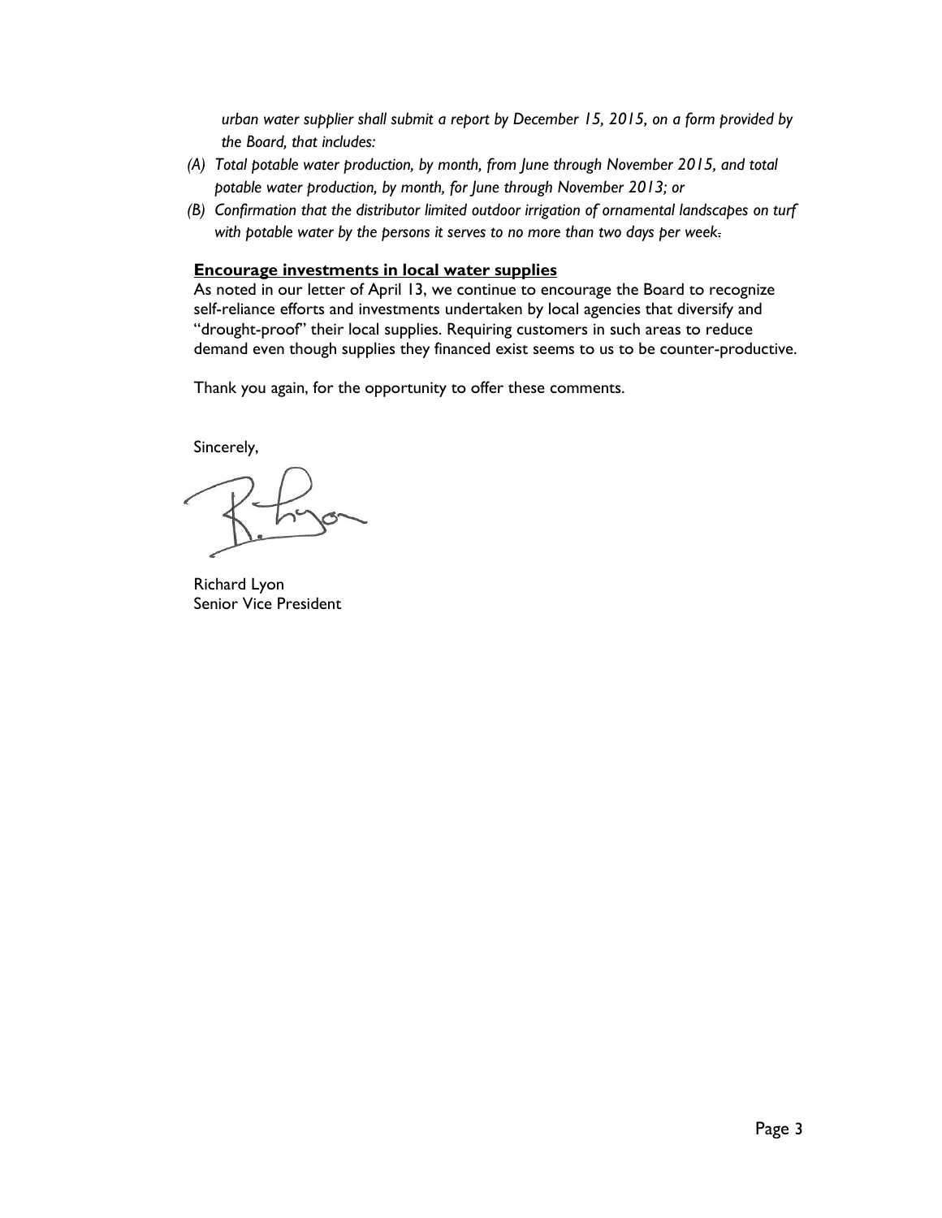*urban water supplier shall submit a report by December 15, 2015, on a form provided by the Board, that includes:*

*(A) Total potable water production, by month, from June through November 2015, and total potable water production, by month, for June through November 2013; or*

*(B) Confirmation that the distributor limited outdoor irrigation of ornamental landscapes on turf with potable water by the persons it serves to no more than two days per week.*

**Encourage investments in local water supplies**

As noted in our letter of April 13, we continue to encourage the Board to recognize self-reliance efforts and investments undertaken by local agencies that diversify and "drought-proof" their local supplies. Requiring customers in such areas to reduce demand even though supplies they financed exist seems to us to be counter-productive.

Thank you again, for the opportunity to offer these comments.

Sincerely,

Richard Lyon
Senior Vice President